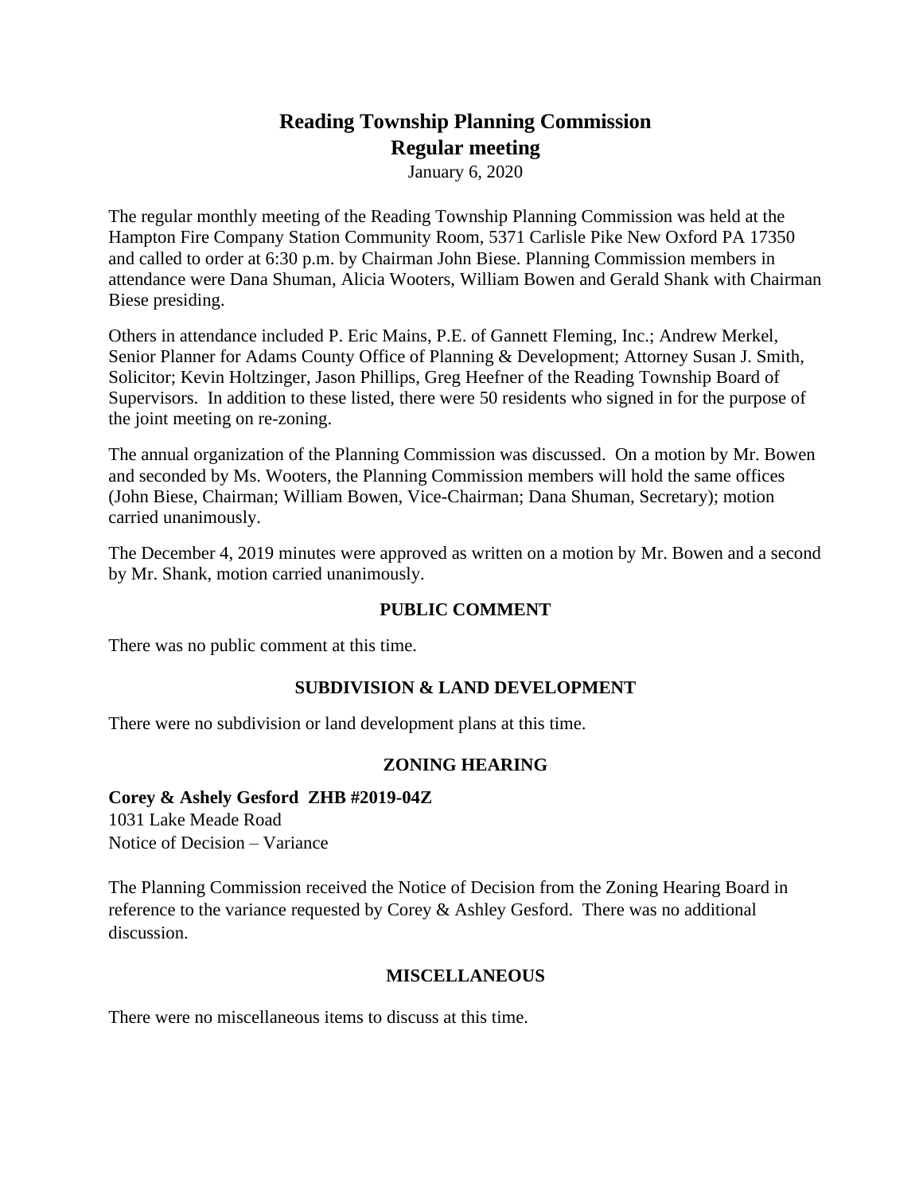# Reading Township Planning Commission
## Regular meeting

January 6, 2020

The regular monthly meeting of the Reading Township Planning Commission was held at the Hampton Fire Company Station Community Room, 5371 Carlisle Pike New Oxford PA 17350 and called to order at 6:30 p.m. by Chairman John Biese. Planning Commission members in attendance were Dana Shuman, Alicia Wooters, William Bowen and Gerald Shank with Chairman Biese presiding.

Others in attendance included P. Eric Mains, P.E. of Gannett Fleming, Inc.; Andrew Merkel, Senior Planner for Adams County Office of Planning & Development; Attorney Susan J. Smith, Solicitor; Kevin Holtzinger, Jason Phillips, Greg Heefner of the Reading Township Board of Supervisors. In addition to these listed, there were 50 residents who signed in for the purpose of the joint meeting on re-zoning.

The annual organization of the Planning Commission was discussed. On a motion by Mr. Bowen and seconded by Ms. Wooters, the Planning Commission members will hold the same offices (John Biese, Chairman; William Bowen, Vice-Chairman; Dana Shuman, Secretary); motion carried unanimously.

The December 4, 2019 minutes were approved as written on a motion by Mr. Bowen and a second by Mr. Shank, motion carried unanimously.

### PUBLIC COMMENT

There was no public comment at this time.

### SUBDIVISION & LAND DEVELOPMENT

There were no subdivision or land development plans at this time.

### ZONING HEARING

**Corey & Ashely Gesford ZHB #2019-04Z**
1031 Lake Meade Road
Notice of Decision – Variance

The Planning Commission received the Notice of Decision from the Zoning Hearing Board in reference to the variance requested by Corey & Ashley Gesford. There was no additional discussion.

### MISCELLANEOUS

There were no miscellaneous items to discuss at this time.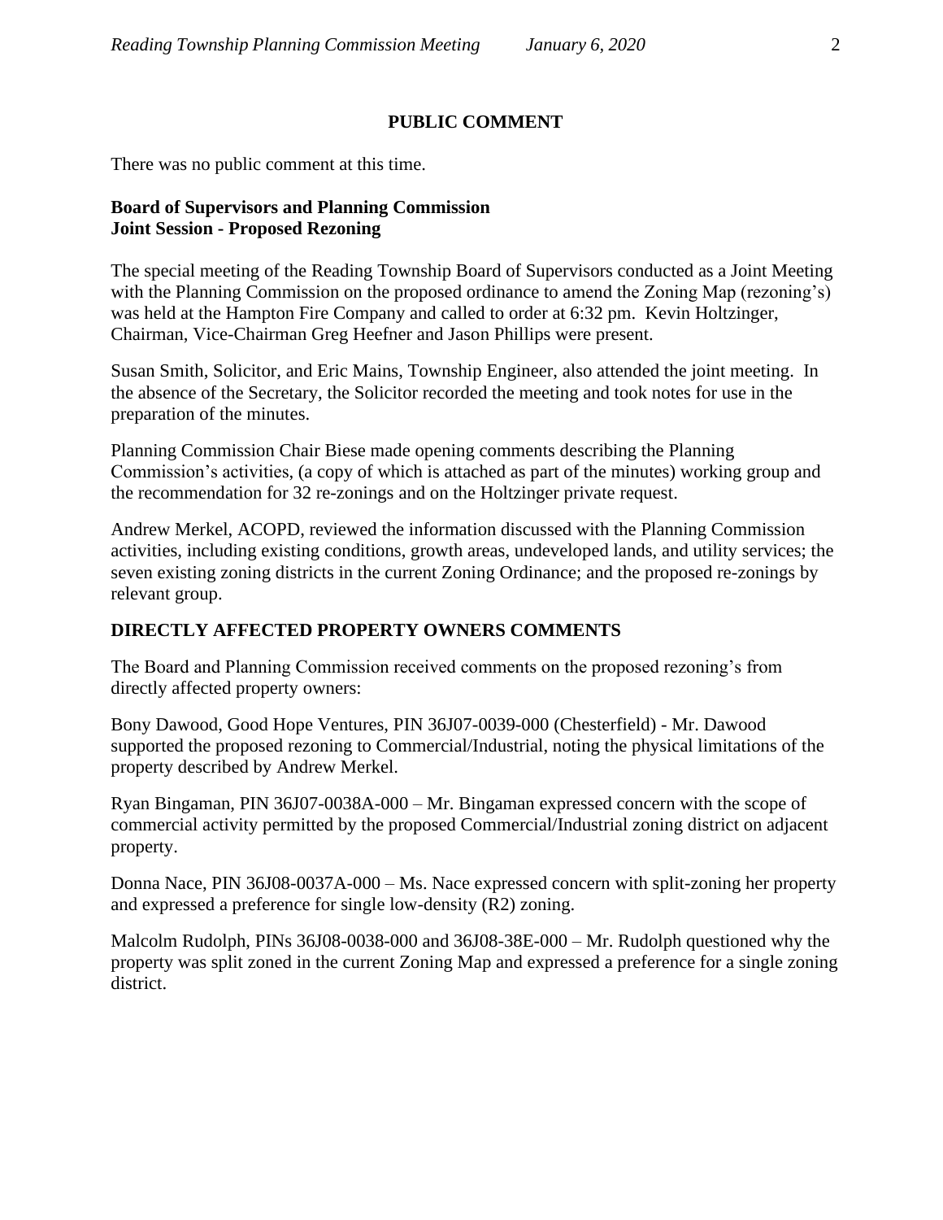## PUBLIC COMMENT

There was no public comment at this time.

**Board of Supervisors and Planning Commission**
**Joint Session - Proposed Rezoning**

The special meeting of the Reading Township Board of Supervisors conducted as a Joint Meeting with the Planning Commission on the proposed ordinance to amend the Zoning Map (rezoning's) was held at the Hampton Fire Company and called to order at 6:32 pm. Kevin Holtzinger, Chairman, Vice-Chairman Greg Heefner and Jason Phillips were present.

Susan Smith, Solicitor, and Eric Mains, Township Engineer, also attended the joint meeting. In the absence of the Secretary, the Solicitor recorded the meeting and took notes for use in the preparation of the minutes.

Planning Commission Chair Biese made opening comments describing the Planning Commission's activities, (a copy of which is attached as part of the minutes) working group and the recommendation for 32 re-zonings and on the Holtzinger private request.

Andrew Merkel, ACOPD, reviewed the information discussed with the Planning Commission activities, including existing conditions, growth areas, undeveloped lands, and utility services; the seven existing zoning districts in the current Zoning Ordinance; and the proposed re-zonings by relevant group.

## DIRECTLY AFFECTED PROPERTY OWNERS COMMENTS

The Board and Planning Commission received comments on the proposed rezoning's from directly affected property owners:

Bony Dawood, Good Hope Ventures, PIN 36J07-0039-000 (Chesterfield) - Mr. Dawood supported the proposed rezoning to Commercial/Industrial, noting the physical limitations of the property described by Andrew Merkel.

Ryan Bingaman, PIN 36J07-0038A-000 – Mr. Bingaman expressed concern with the scope of commercial activity permitted by the proposed Commercial/Industrial zoning district on adjacent property.

Donna Nace, PIN 36J08-0037A-000 – Ms. Nace expressed concern with split-zoning her property and expressed a preference for single low-density (R2) zoning.

Malcolm Rudolph, PINs 36J08-0038-000 and 36J08-38E-000 – Mr. Rudolph questioned why the property was split zoned in the current Zoning Map and expressed a preference for a single zoning district.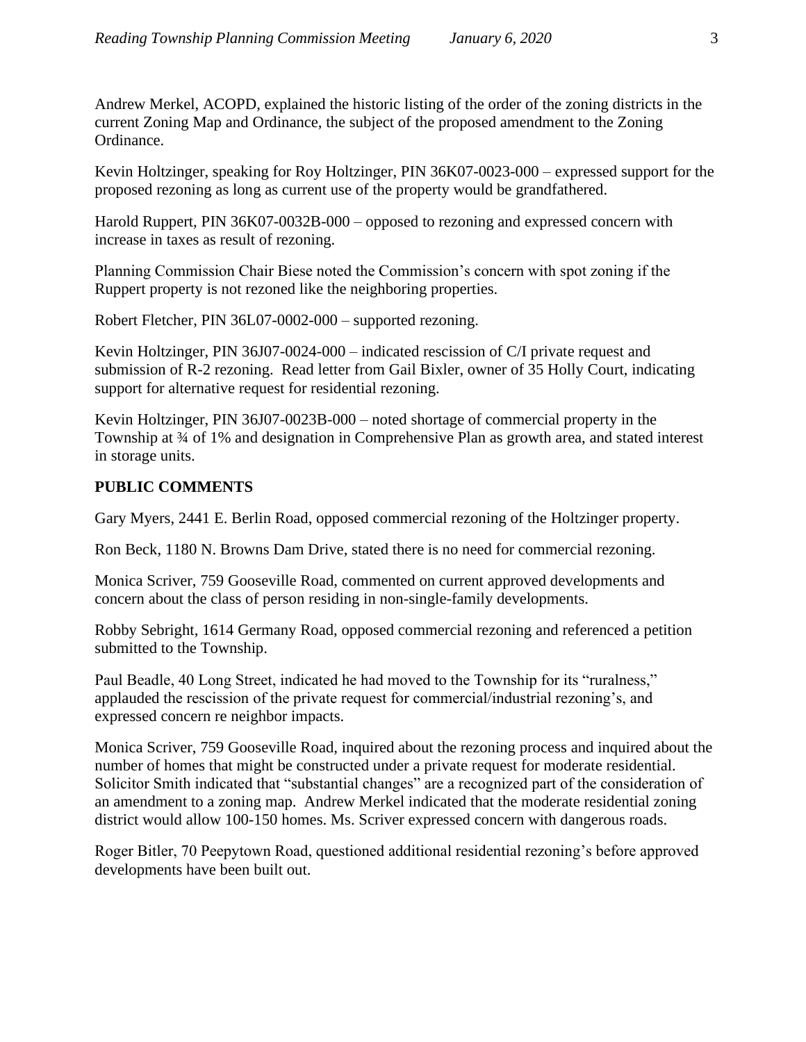Andrew Merkel, ACOPD, explained the historic listing of the order of the zoning districts in the current Zoning Map and Ordinance, the subject of the proposed amendment to the Zoning Ordinance.

Kevin Holtzinger, speaking for Roy Holtzinger, PIN 36K07-0023-000 – expressed support for the proposed rezoning as long as current use of the property would be grandfathered.

Harold Ruppert, PIN 36K07-0032B-000 – opposed to rezoning and expressed concern with increase in taxes as result of rezoning.

Planning Commission Chair Biese noted the Commission's concern with spot zoning if the Ruppert property is not rezoned like the neighboring properties.

Robert Fletcher, PIN 36L07-0002-000 – supported rezoning.

Kevin Holtzinger, PIN 36J07-0024-000 – indicated rescission of C/I private request and submission of R-2 rezoning. Read letter from Gail Bixler, owner of 35 Holly Court, indicating support for alternative request for residential rezoning.

Kevin Holtzinger, PIN 36J07-0023B-000 – noted shortage of commercial property in the Township at ¾ of 1% and designation in Comprehensive Plan as growth area, and stated interest in storage units.

**PUBLIC COMMENTS**

Gary Myers, 2441 E. Berlin Road, opposed commercial rezoning of the Holtzinger property.

Ron Beck, 1180 N. Browns Dam Drive, stated there is no need for commercial rezoning.

Monica Scriver, 759 Gooseville Road, commented on current approved developments and concern about the class of person residing in non-single-family developments.

Robby Sebright, 1614 Germany Road, opposed commercial rezoning and referenced a petition submitted to the Township.

Paul Beadle, 40 Long Street, indicated he had moved to the Township for its "ruralness," applauded the rescission of the private request for commercial/industrial rezoning's, and expressed concern re neighbor impacts.

Monica Scriver, 759 Gooseville Road, inquired about the rezoning process and inquired about the number of homes that might be constructed under a private request for moderate residential. Solicitor Smith indicated that "substantial changes" are a recognized part of the consideration of an amendment to a zoning map. Andrew Merkel indicated that the moderate residential zoning district would allow 100-150 homes. Ms. Scriver expressed concern with dangerous roads.

Roger Bitler, 70 Peepytown Road, questioned additional residential rezoning's before approved developments have been built out.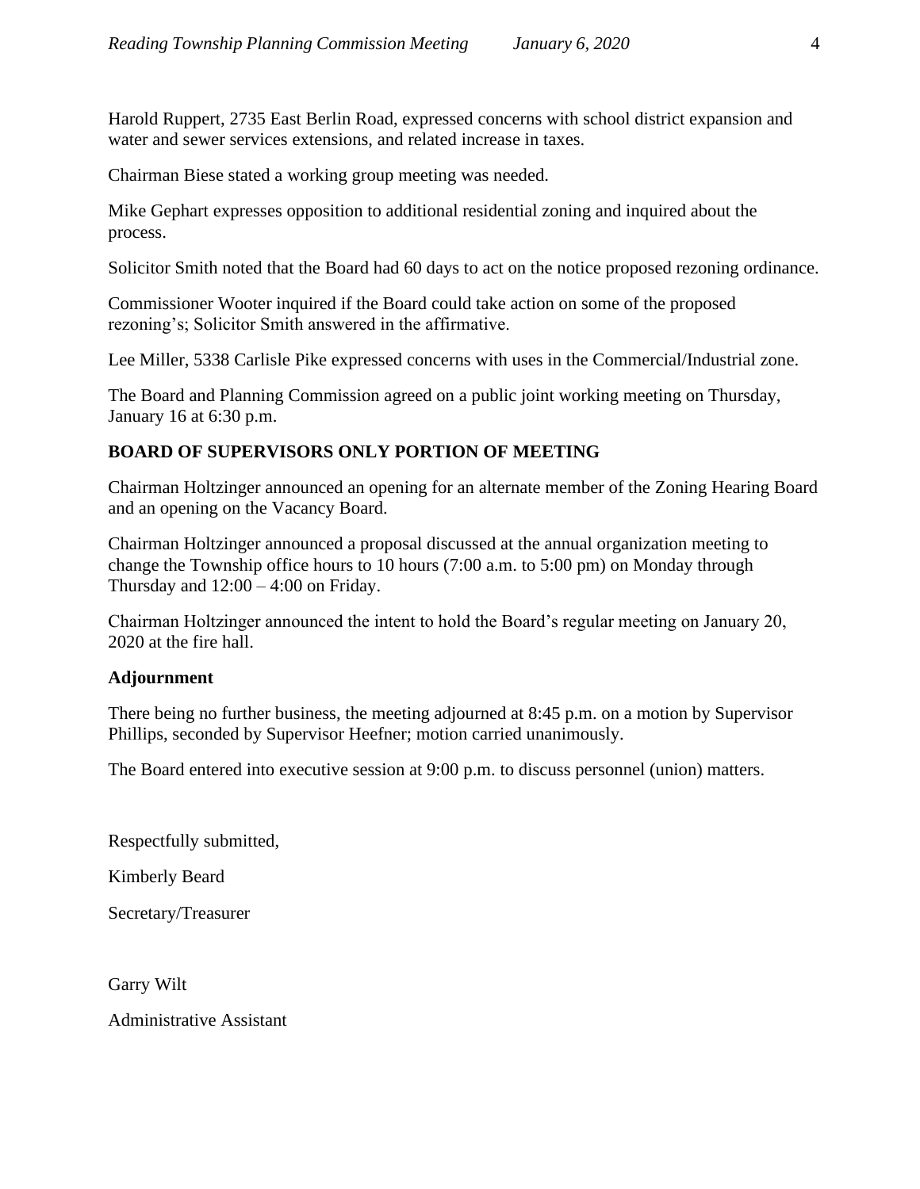Harold Ruppert, 2735 East Berlin Road, expressed concerns with school district expansion and water and sewer services extensions, and related increase in taxes.

Chairman Biese stated a working group meeting was needed.

Mike Gephart expresses opposition to additional residential zoning and inquired about the process.

Solicitor Smith noted that the Board had 60 days to act on the notice proposed rezoning ordinance.

Commissioner Wooter inquired if the Board could take action on some of the proposed rezoning's; Solicitor Smith answered in the affirmative.

Lee Miller, 5338 Carlisle Pike expressed concerns with uses in the Commercial/Industrial zone.

The Board and Planning Commission agreed on a public joint working meeting on Thursday, January 16 at 6:30 p.m.

**BOARD OF SUPERVISORS ONLY PORTION OF MEETING**

Chairman Holtzinger announced an opening for an alternate member of the Zoning Hearing Board and an opening on the Vacancy Board.

Chairman Holtzinger announced a proposal discussed at the annual organization meeting to change the Township office hours to 10 hours (7:00 a.m. to 5:00 pm) on Monday through Thursday and 12:00 – 4:00 on Friday.

Chairman Holtzinger announced the intent to hold the Board's regular meeting on January 20, 2020 at the fire hall.

**Adjournment**

There being no further business, the meeting adjourned at 8:45 p.m. on a motion by Supervisor Phillips, seconded by Supervisor Heefner; motion carried unanimously.

The Board entered into executive session at 9:00 p.m. to discuss personnel (union) matters.

Respectfully submitted,

Kimberly Beard

Secretary/Treasurer

Garry Wilt

Administrative Assistant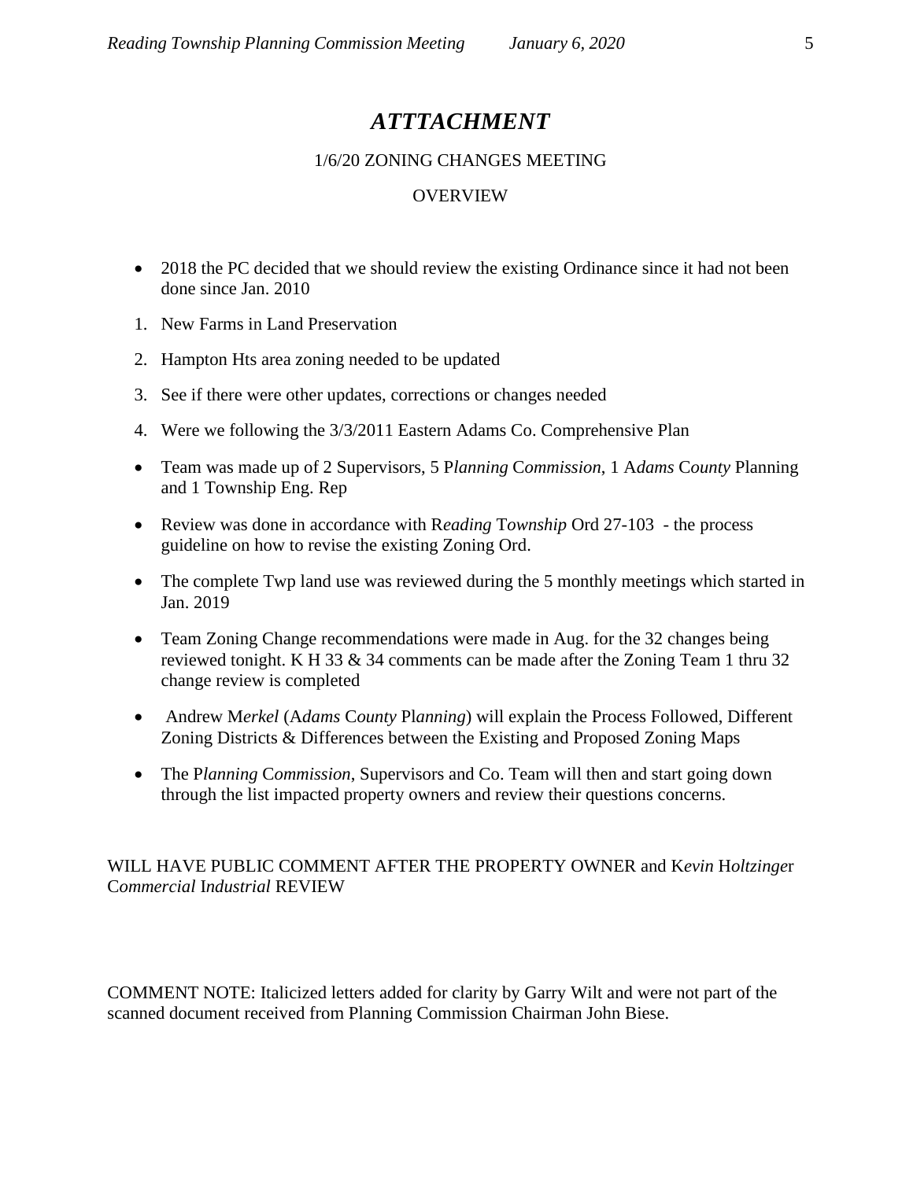## *ATTTACHMENT*

1/6/20 ZONING CHANGES MEETING

OVERVIEW

- 2018 the PC decided that we should review the existing Ordinance since it had not been done since Jan. 2010

1. New Farms in Land Preservation
2. Hampton Hts area zoning needed to be updated
3. See if there were other updates, corrections or changes needed
4. Were we following the 3/3/2011 Eastern Adams Co. Comprehensive Plan

- Team was made up of 2 Supervisors, 5 P*lanning* C*ommission*, 1 A*dams* C*ounty* Planning and 1 Township Eng. Rep
- Review was done in accordance with R*eading* T*ownship* Ord 27-103 - the process guideline on how to revise the existing Zoning Ord.
- The complete Twp land use was reviewed during the 5 monthly meetings which started in Jan. 2019
- Team Zoning Change recommendations were made in Aug. for the 32 changes being reviewed tonight. K H 33 & 34 comments can be made after the Zoning Team 1 thru 32 change review is completed
- Andrew M*erkel* (A*dams* C*ounty* Pl*anning*) will explain the Process Followed, Different Zoning Districts & Differences between the Existing and Proposed Zoning Maps
- The P*lanning* C*ommission,* Supervisors and Co. Team will then and start going down through the list impacted property owners and review their questions concerns.

WILL HAVE PUBLIC COMMENT AFTER THE PROPERTY OWNER and K*evin* H*oltzinge*r C*ommercial* I*ndustrial* REVIEW

COMMENT NOTE: Italicized letters added for clarity by Garry Wilt and were not part of the scanned document received from Planning Commission Chairman John Biese.